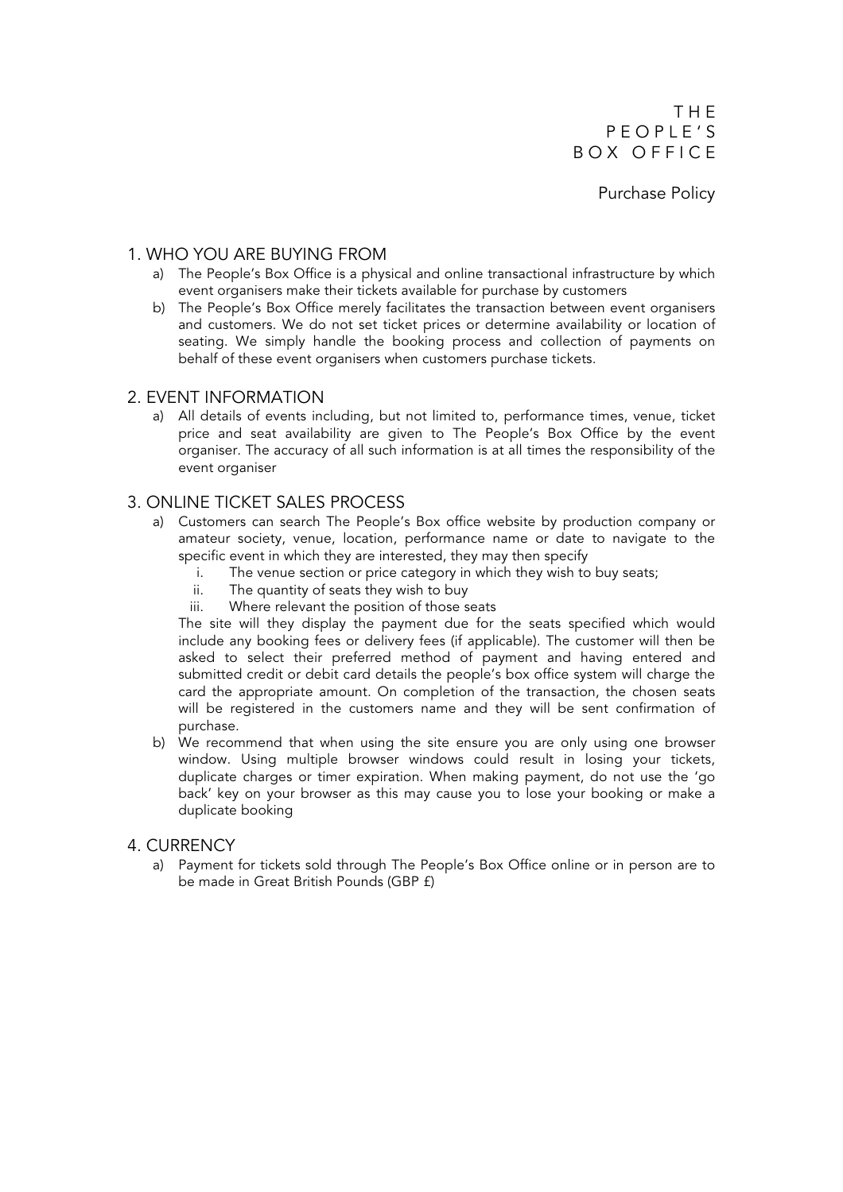# THE PEOPLE'S BOX OFFICE

Purchase Policy

## 1. WHO YOU ARE BUYING FROM

a) The People's Box Office is a physical and online transactional infrastructure by which event organisers make their tickets available for purchase by customers

b) The People's Box Office merely facilitates the transaction between event organisers and customers. We do not set ticket prices or determine availability or location of seating. We simply handle the booking process and collection of payments on behalf of these event organisers when customers purchase tickets.

## 2. EVENT INFORMATION

a) All details of events including, but not limited to, performance times, venue, ticket price and seat availability are given to The People's Box Office by the event organiser. The accuracy of all such information is at all times the responsibility of the event organiser

## 3. ONLINE TICKET SALES PROCESS

a) Customers can search The People's Box office website by production company or amateur society, venue, location, performance name or date to navigate to the specific event in which they are interested, they may then specify

   i. The venue section or price category in which they wish to buy seats;
   ii. The quantity of seats they wish to buy
   iii. Where relevant the position of those seats

   The site will they display the payment due for the seats specified which would include any booking fees or delivery fees (if applicable). The customer will then be asked to select their preferred method of payment and having entered and submitted credit or debit card details the people's box office system will charge the card the appropriate amount. On completion of the transaction, the chosen seats will be registered in the customers name and they will be sent confirmation of purchase.

b) We recommend that when using the site ensure you are only using one browser window. Using multiple browser windows could result in losing your tickets, duplicate charges or timer expiration. When making payment, do not use the 'go back' key on your browser as this may cause you to lose your booking or make a duplicate booking

## 4. CURRENCY

a) Payment for tickets sold through The People's Box Office online or in person are to be made in Great British Pounds (GBP £)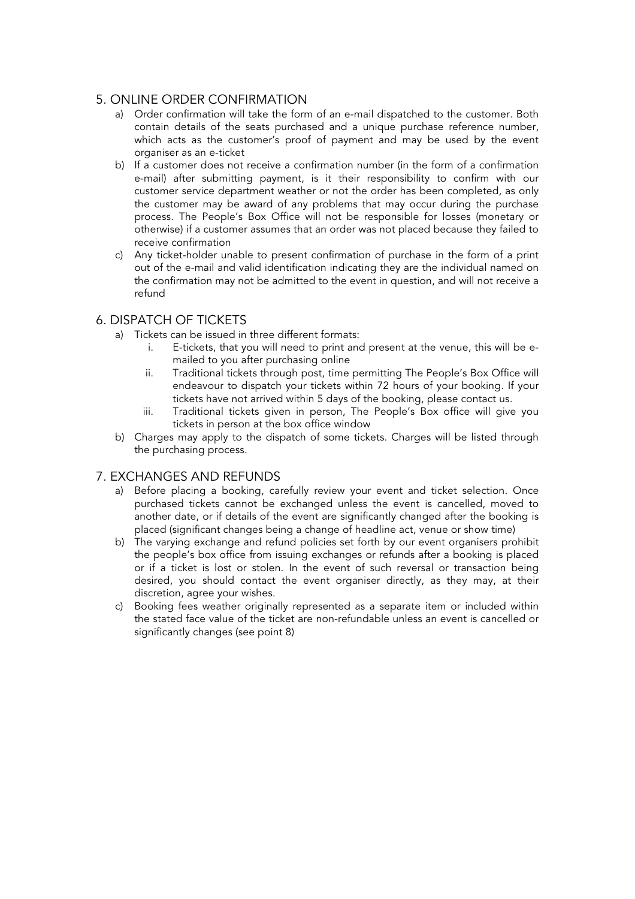## 5. ONLINE ORDER CONFIRMATION

a) Order confirmation will take the form of an e-mail dispatched to the customer. Both contain details of the seats purchased and a unique purchase reference number, which acts as the customer's proof of payment and may be used by the event organiser as an e-ticket

b) If a customer does not receive a confirmation number (in the form of a confirmation e-mail) after submitting payment, is it their responsibility to confirm with our customer service department weather or not the order has been completed, as only the customer may be award of any problems that may occur during the purchase process. The People's Box Office will not be responsible for losses (monetary or otherwise) if a customer assumes that an order was not placed because they failed to receive confirmation

c) Any ticket-holder unable to present confirmation of purchase in the form of a print out of the e-mail and valid identification indicating they are the individual named on the confirmation may not be admitted to the event in question, and will not receive a refund

## 6. DISPATCH OF TICKETS

a) Tickets can be issued in three different formats:

   i. E-tickets, that you will need to print and present at the venue, this will be e-mailed to you after purchasing online

   ii. Traditional tickets through post, time permitting The People's Box Office will endeavour to dispatch your tickets within 72 hours of your booking. If your tickets have not arrived within 5 days of the booking, please contact us.

   iii. Traditional tickets given in person, The People's Box office will give you tickets in person at the box office window

b) Charges may apply to the dispatch of some tickets. Charges will be listed through the purchasing process.

## 7. EXCHANGES AND REFUNDS

a) Before placing a booking, carefully review your event and ticket selection. Once purchased tickets cannot be exchanged unless the event is cancelled, moved to another date, or if details of the event are significantly changed after the booking is placed (significant changes being a change of headline act, venue or show time)

b) The varying exchange and refund policies set forth by our event organisers prohibit the people's box office from issuing exchanges or refunds after a booking is placed or if a ticket is lost or stolen. In the event of such reversal or transaction being desired, you should contact the event organiser directly, as they may, at their discretion, agree your wishes.

c) Booking fees weather originally represented as a separate item or included within the stated face value of the ticket are non-refundable unless an event is cancelled or significantly changes (see point 8)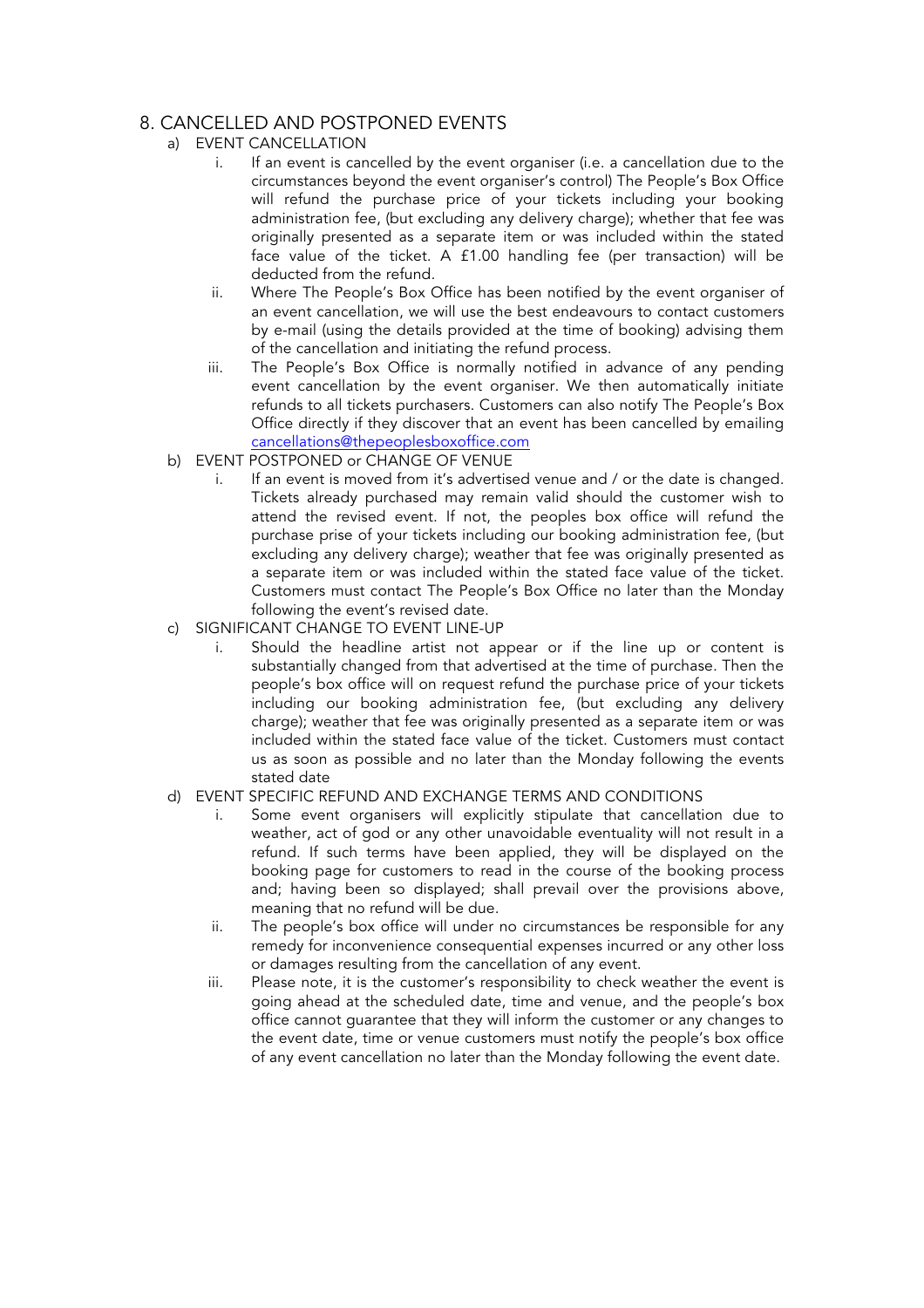## 8. CANCELLED AND POSTPONED EVENTS

a) EVENT CANCELLATION

i. If an event is cancelled by the event organiser (i.e. a cancellation due to the circumstances beyond the event organiser's control) The People's Box Office will refund the purchase price of your tickets including your booking administration fee, (but excluding any delivery charge); whether that fee was originally presented as a separate item or was included within the stated face value of the ticket. A £1.00 handling fee (per transaction) will be deducted from the refund.

ii. Where The People's Box Office has been notified by the event organiser of an event cancellation, we will use the best endeavours to contact customers by e-mail (using the details provided at the time of booking) advising them of the cancellation and initiating the refund process.

iii. The People's Box Office is normally notified in advance of any pending event cancellation by the event organiser. We then automatically initiate refunds to all tickets purchasers. Customers can also notify The People's Box Office directly if they discover that an event has been cancelled by emailing cancellations@thepeoplesboxoffice.com

b) EVENT POSTPONED or CHANGE OF VENUE

i. If an event is moved from it's advertised venue and / or the date is changed. Tickets already purchased may remain valid should the customer wish to attend the revised event. If not, the peoples box office will refund the purchase prise of your tickets including our booking administration fee, (but excluding any delivery charge); weather that fee was originally presented as a separate item or was included within the stated face value of the ticket. Customers must contact The People's Box Office no later than the Monday following the event's revised date.

c) SIGNIFICANT CHANGE TO EVENT LINE-UP

i. Should the headline artist not appear or if the line up or content is substantially changed from that advertised at the time of purchase. Then the people's box office will on request refund the purchase price of your tickets including our booking administration fee, (but excluding any delivery charge); weather that fee was originally presented as a separate item or was included within the stated face value of the ticket. Customers must contact us as soon as possible and no later than the Monday following the events stated date

d) EVENT SPECIFIC REFUND AND EXCHANGE TERMS AND CONDITIONS

i. Some event organisers will explicitly stipulate that cancellation due to weather, act of god or any other unavoidable eventuality will not result in a refund. If such terms have been applied, they will be displayed on the booking page for customers to read in the course of the booking process and; having been so displayed; shall prevail over the provisions above, meaning that no refund will be due.

ii. The people's box office will under no circumstances be responsible for any remedy for inconvenience consequential expenses incurred or any other loss or damages resulting from the cancellation of any event.

iii. Please note, it is the customer's responsibility to check weather the event is going ahead at the scheduled date, time and venue, and the people's box office cannot guarantee that they will inform the customer or any changes to the event date, time or venue customers must notify the people's box office of any event cancellation no later than the Monday following the event date.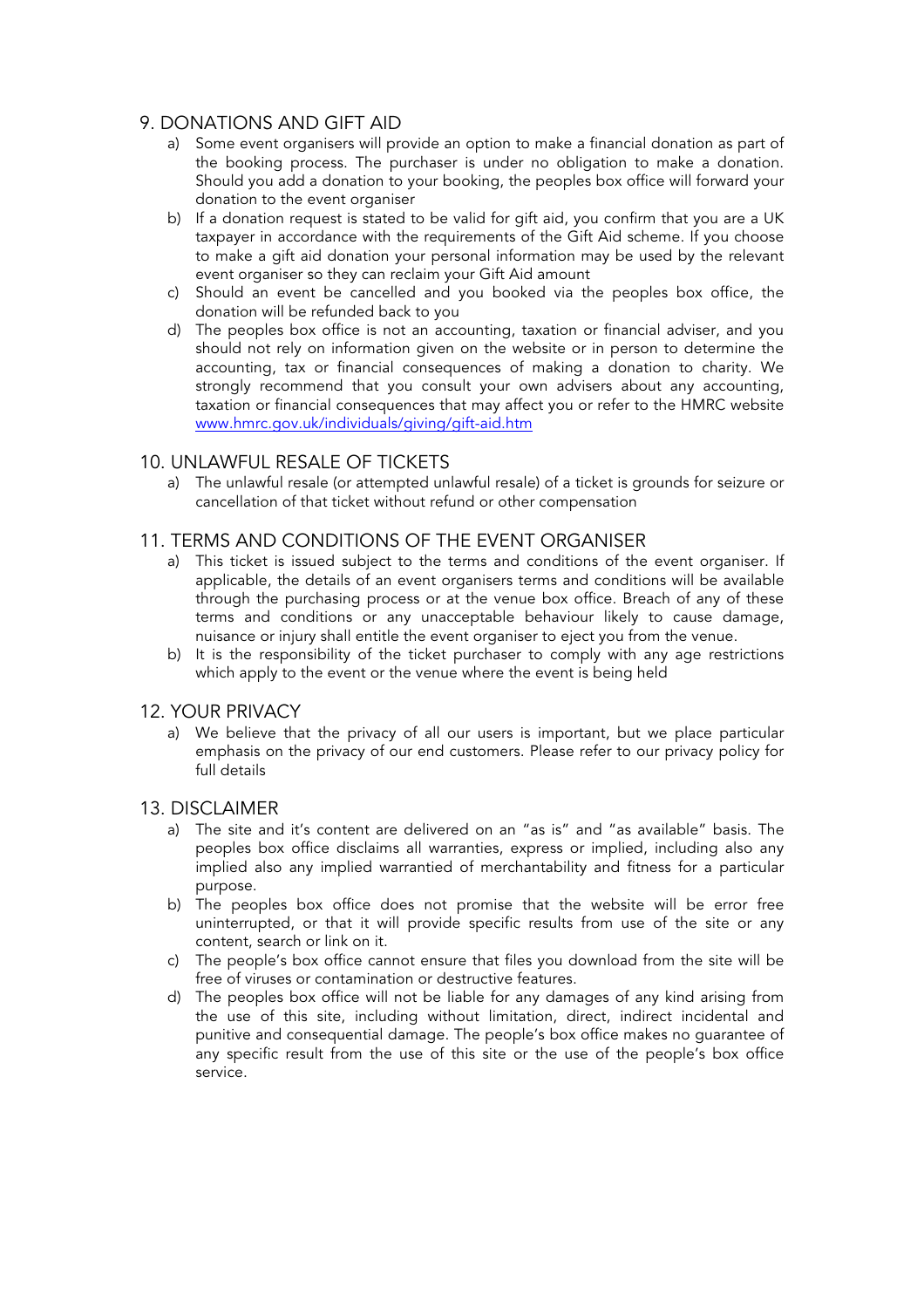## 9. DONATIONS AND GIFT AID

a) Some event organisers will provide an option to make a financial donation as part of the booking process. The purchaser is under no obligation to make a donation. Should you add a donation to your booking, the peoples box office will forward your donation to the event organiser

b) If a donation request is stated to be valid for gift aid, you confirm that you are a UK taxpayer in accordance with the requirements of the Gift Aid scheme. If you choose to make a gift aid donation your personal information may be used by the relevant event organiser so they can reclaim your Gift Aid amount

c) Should an event be cancelled and you booked via the peoples box office, the donation will be refunded back to you

d) The peoples box office is not an accounting, taxation or financial adviser, and you should not rely on information given on the website or in person to determine the accounting, tax or financial consequences of making a donation to charity. We strongly recommend that you consult your own advisers about any accounting, taxation or financial consequences that may affect you or refer to the HMRC website www.hmrc.gov.uk/individuals/giving/gift-aid.htm

## 10. UNLAWFUL RESALE OF TICKETS

a) The unlawful resale (or attempted unlawful resale) of a ticket is grounds for seizure or cancellation of that ticket without refund or other compensation

## 11. TERMS AND CONDITIONS OF THE EVENT ORGANISER

a) This ticket is issued subject to the terms and conditions of the event organiser. If applicable, the details of an event organisers terms and conditions will be available through the purchasing process or at the venue box office. Breach of any of these terms and conditions or any unacceptable behaviour likely to cause damage, nuisance or injury shall entitle the event organiser to eject you from the venue.

b) It is the responsibility of the ticket purchaser to comply with any age restrictions which apply to the event or the venue where the event is being held

## 12. YOUR PRIVACY

a) We believe that the privacy of all our users is important, but we place particular emphasis on the privacy of our end customers. Please refer to our privacy policy for full details

## 13. DISCLAIMER

a) The site and it's content are delivered on an "as is" and "as available" basis. The peoples box office disclaims all warranties, express or implied, including also any implied also any implied warrantied of merchantability and fitness for a particular purpose.

b) The peoples box office does not promise that the website will be error free uninterrupted, or that it will provide specific results from use of the site or any content, search or link on it.

c) The people's box office cannot ensure that files you download from the site will be free of viruses or contamination or destructive features.

d) The peoples box office will not be liable for any damages of any kind arising from the use of this site, including without limitation, direct, indirect incidental and punitive and consequential damage. The people's box office makes no guarantee of any specific result from the use of this site or the use of the people's box office service.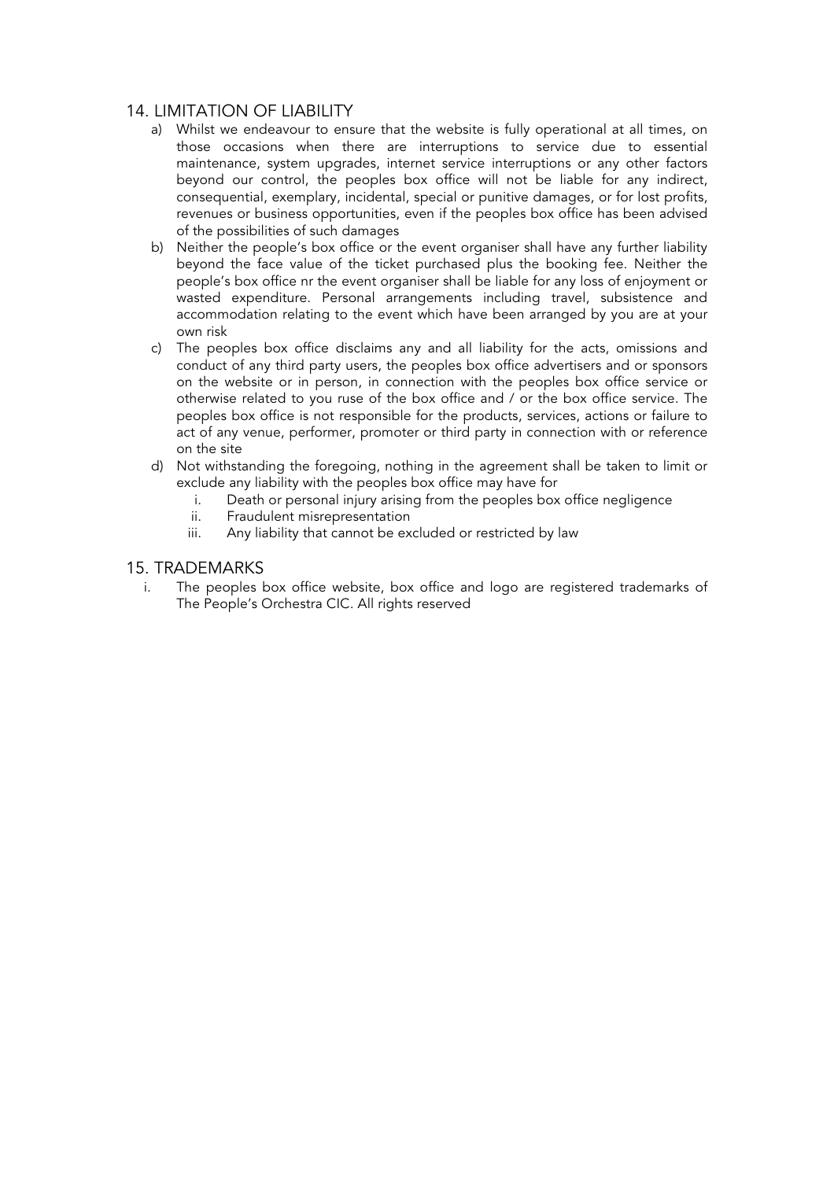## 14. LIMITATION OF LIABILITY

a) Whilst we endeavour to ensure that the website is fully operational at all times, on those occasions when there are interruptions to service due to essential maintenance, system upgrades, internet service interruptions or any other factors beyond our control, the peoples box office will not be liable for any indirect, consequential, exemplary, incidental, special or punitive damages, or for lost profits, revenues or business opportunities, even if the peoples box office has been advised of the possibilities of such damages

b) Neither the people's box office or the event organiser shall have any further liability beyond the face value of the ticket purchased plus the booking fee. Neither the people's box office nr the event organiser shall be liable for any loss of enjoyment or wasted expenditure. Personal arrangements including travel, subsistence and accommodation relating to the event which have been arranged by you are at your own risk

c) The peoples box office disclaims any and all liability for the acts, omissions and conduct of any third party users, the peoples box office advertisers and or sponsors on the website or in person, in connection with the peoples box office service or otherwise related to you ruse of the box office and / or the box office service. The peoples box office is not responsible for the products, services, actions or failure to act of any venue, performer, promoter or third party in connection with or reference on the site

d) Not withstanding the foregoing, nothing in the agreement shall be taken to limit or exclude any liability with the peoples box office may have for

   i. Death or personal injury arising from the peoples box office negligence
   ii. Fraudulent misrepresentation
   iii. Any liability that cannot be excluded or restricted by law

## 15. TRADEMARKS

i. The peoples box office website, box office and logo are registered trademarks of The People's Orchestra CIC. All rights reserved